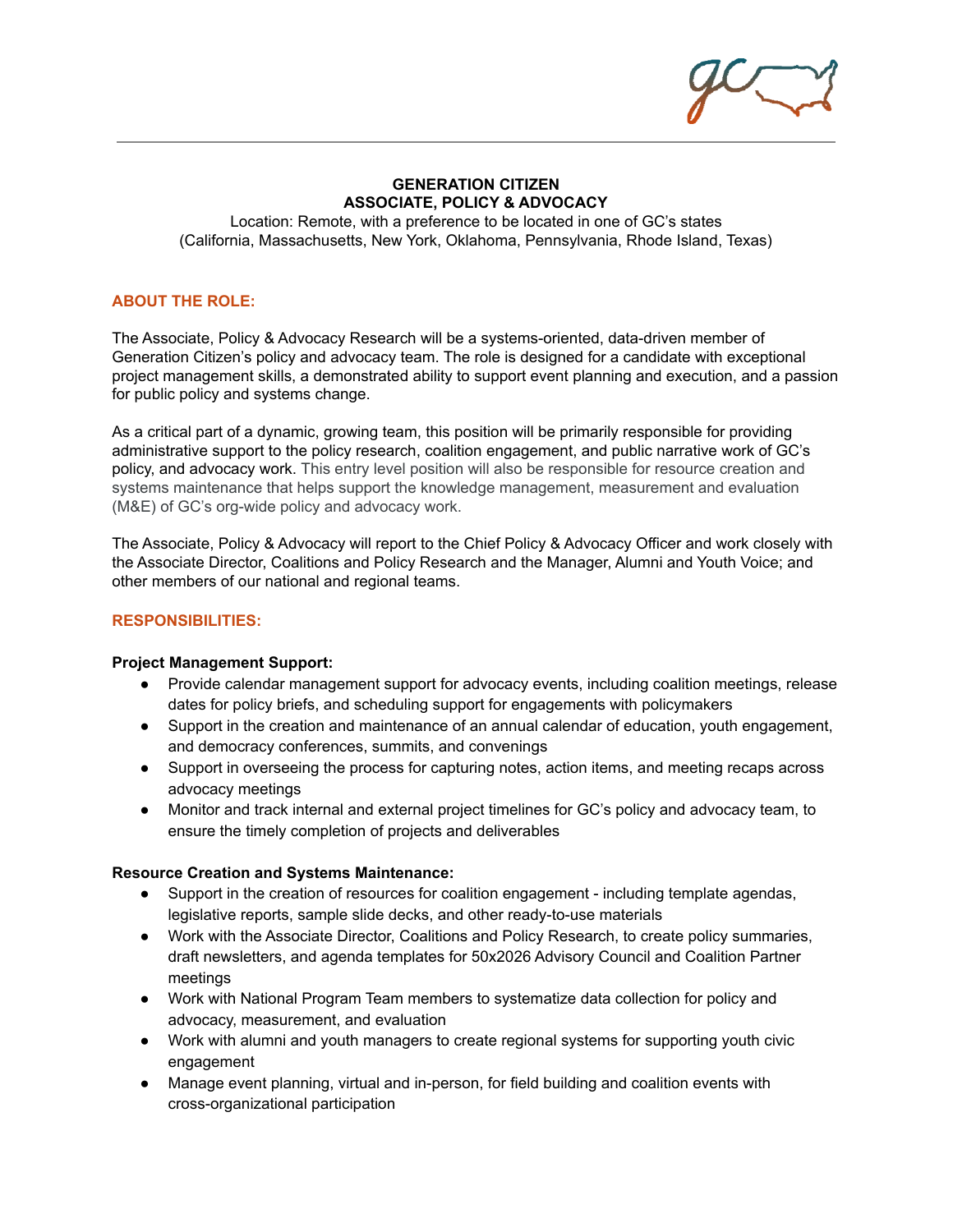# GENERATION CITIZEN
## ASSOCIATE, POLICY & ADVOCACY

Location: Remote, with a preference to be located in one of GC's states (California, Massachusetts, New York, Oklahoma, Pennsylvania, Rhode Island, Texas)

### ABOUT THE ROLE:

The Associate, Policy & Advocacy Research will be a systems-oriented, data-driven member of Generation Citizen's policy and advocacy team. The role is designed for a candidate with exceptional project management skills, a demonstrated ability to support event planning and execution, and a passion for public policy and systems change.

As a critical part of a dynamic, growing team, this position will be primarily responsible for providing administrative support to the policy research, coalition engagement, and public narrative work of GC's policy, and advocacy work. This entry level position will also be responsible for resource creation and systems maintenance that helps support the knowledge management, measurement and evaluation (M&E) of GC's org-wide policy and advocacy work.

The Associate, Policy & Advocacy will report to the Chief Policy & Advocacy Officer and work closely with the Associate Director, Coalitions and Policy Research and the Manager, Alumni and Youth Voice; and other members of our national and regional teams.

### RESPONSIBILITIES:

**Project Management Support:**

- Provide calendar management support for advocacy events, including coalition meetings, release dates for policy briefs, and scheduling support for engagements with policymakers
- Support in the creation and maintenance of an annual calendar of education, youth engagement, and democracy conferences, summits, and convenings
- Support in overseeing the process for capturing notes, action items, and meeting recaps across advocacy meetings
- Monitor and track internal and external project timelines for GC's policy and advocacy team, to ensure the timely completion of projects and deliverables

**Resource Creation and Systems Maintenance:**

- Support in the creation of resources for coalition engagement - including template agendas, legislative reports, sample slide decks, and other ready-to-use materials
- Work with the Associate Director, Coalitions and Policy Research, to create policy summaries, draft newsletters, and agenda templates for 50x2026 Advisory Council and Coalition Partner meetings
- Work with National Program Team members to systematize data collection for policy and advocacy, measurement, and evaluation
- Work with alumni and youth managers to create regional systems for supporting youth civic engagement
- Manage event planning, virtual and in-person, for field building and coalition events with cross-organizational participation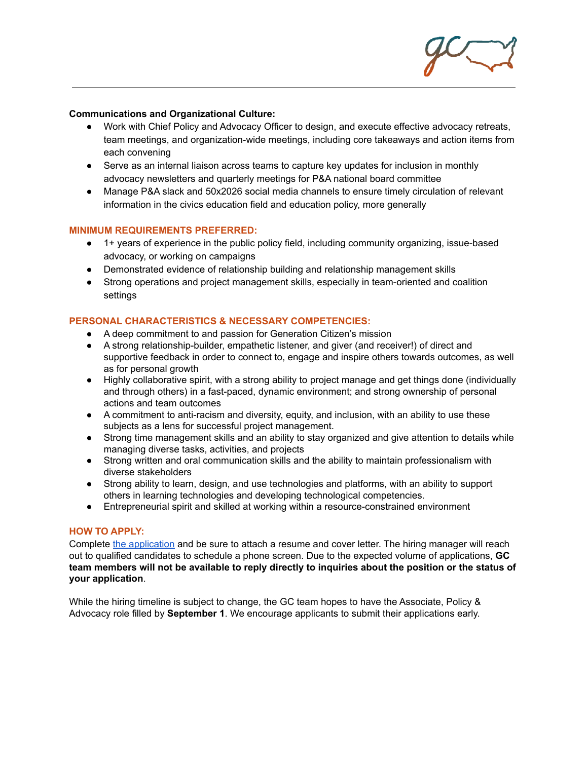**Communications and Organizational Culture:**

- Work with Chief Policy and Advocacy Officer to design, and execute effective advocacy retreats, team meetings, and organization-wide meetings, including core takeaways and action items from each convening
- Serve as an internal liaison across teams to capture key updates for inclusion in monthly advocacy newsletters and quarterly meetings for P&A national board committee
- Manage P&A slack and 50x2026 social media channels to ensure timely circulation of relevant information in the civics education field and education policy, more generally

## MINIMUM REQUIREMENTS PREFERRED:

- 1+ years of experience in the public policy field, including community organizing, issue-based advocacy, or working on campaigns
- Demonstrated evidence of relationship building and relationship management skills
- Strong operations and project management skills, especially in team-oriented and coalition settings

## PERSONAL CHARACTERISTICS & NECESSARY COMPETENCIES:

- A deep commitment to and passion for Generation Citizen's mission
- A strong relationship-builder, empathetic listener, and giver (and receiver!) of direct and supportive feedback in order to connect to, engage and inspire others towards outcomes, as well as for personal growth
- Highly collaborative spirit, with a strong ability to project manage and get things done (individually and through others) in a fast-paced, dynamic environment; and strong ownership of personal actions and team outcomes
- A commitment to anti-racism and diversity, equity, and inclusion, with an ability to use these subjects as a lens for successful project management.
- Strong time management skills and an ability to stay organized and give attention to details while managing diverse tasks, activities, and projects
- Strong written and oral communication skills and the ability to maintain professionalism with diverse stakeholders
- Strong ability to learn, design, and use technologies and platforms, with an ability to support others in learning technologies and developing technological competencies.
- Entrepreneurial spirit and skilled at working within a resource-constrained environment

## HOW TO APPLY:

Complete the application and be sure to attach a resume and cover letter. The hiring manager will reach out to qualified candidates to schedule a phone screen. Due to the expected volume of applications, **GC team members will not be available to reply directly to inquiries about the position or the status of your application**.

While the hiring timeline is subject to change, the GC team hopes to have the Associate, Policy & Advocacy role filled by **September 1**. We encourage applicants to submit their applications early.